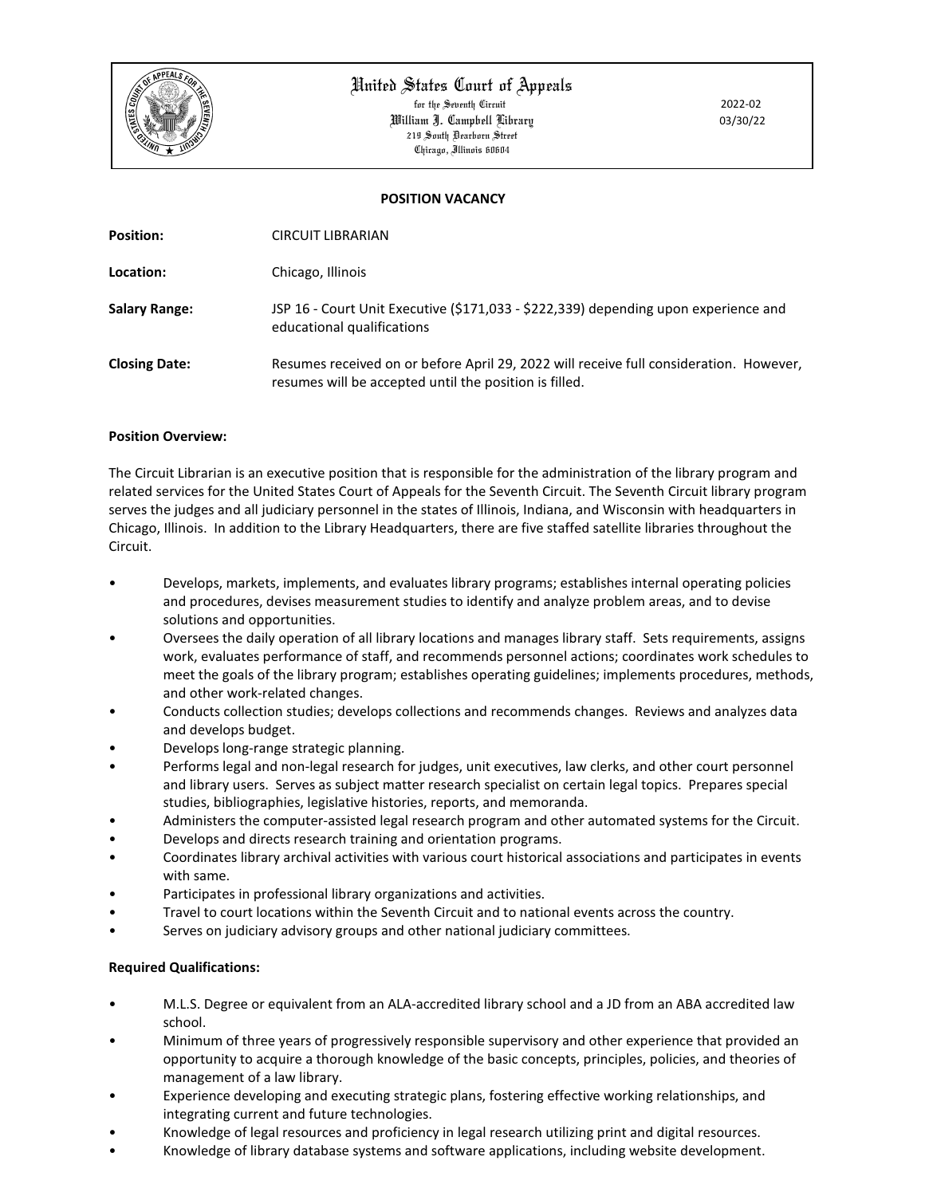# United States Court of Appeals

for the Seventh Circuit
William J. Campbell Library
219 South Dearborn Street
Chicago, Illinois 60604

2022-02
03/30/22

## POSITION VACANCY

**Position:** CIRCUIT LIBRARIAN

**Location:** Chicago, Illinois

**Salary Range:** JSP 16 - Court Unit Executive ($171,033 - $222,339) depending upon experience and educational qualifications

**Closing Date:** Resumes received on or before April 29, 2022 will receive full consideration. However, resumes will be accepted until the position is filled.

**Position Overview:**

The Circuit Librarian is an executive position that is responsible for the administration of the library program and related services for the United States Court of Appeals for the Seventh Circuit. The Seventh Circuit library program serves the judges and all judiciary personnel in the states of Illinois, Indiana, and Wisconsin with headquarters in Chicago, Illinois. In addition to the Library Headquarters, there are five staffed satellite libraries throughout the Circuit.

- Develops, markets, implements, and evaluates library programs; establishes internal operating policies and procedures, devises measurement studies to identify and analyze problem areas, and to devise solutions and opportunities.
- Oversees the daily operation of all library locations and manages library staff. Sets requirements, assigns work, evaluates performance of staff, and recommends personnel actions; coordinates work schedules to meet the goals of the library program; establishes operating guidelines; implements procedures, methods, and other work-related changes.
- Conducts collection studies; develops collections and recommends changes. Reviews and analyzes data and develops budget.
- Develops long-range strategic planning.
- Performs legal and non-legal research for judges, unit executives, law clerks, and other court personnel and library users. Serves as subject matter research specialist on certain legal topics. Prepares special studies, bibliographies, legislative histories, reports, and memoranda.
- Administers the computer-assisted legal research program and other automated systems for the Circuit.
- Develops and directs research training and orientation programs.
- Coordinates library archival activities with various court historical associations and participates in events with same.
- Participates in professional library organizations and activities.
- Travel to court locations within the Seventh Circuit and to national events across the country.
- Serves on judiciary advisory groups and other national judiciary committees.

**Required Qualifications:**

- M.L.S. Degree or equivalent from an ALA-accredited library school and a JD from an ABA accredited law school.
- Minimum of three years of progressively responsible supervisory and other experience that provided an opportunity to acquire a thorough knowledge of the basic concepts, principles, policies, and theories of management of a law library.
- Experience developing and executing strategic plans, fostering effective working relationships, and integrating current and future technologies.
- Knowledge of legal resources and proficiency in legal research utilizing print and digital resources.
- Knowledge of library database systems and software applications, including website development.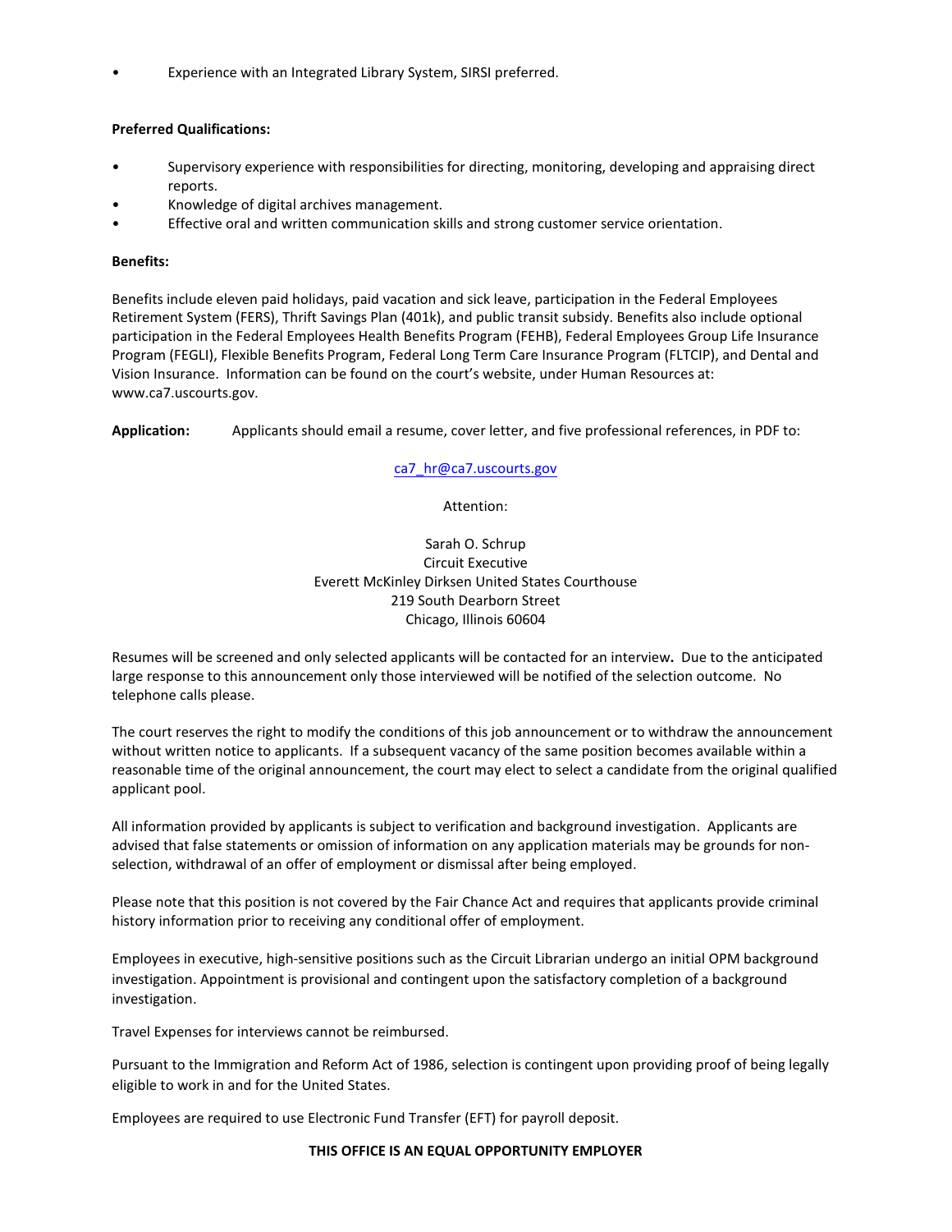- Experience with an Integrated Library System, SIRSI preferred.

**Preferred Qualifications:**

- Supervisory experience with responsibilities for directing, monitoring, developing and appraising direct reports.
- Knowledge of digital archives management.
- Effective oral and written communication skills and strong customer service orientation.

**Benefits:**

Benefits include eleven paid holidays, paid vacation and sick leave, participation in the Federal Employees Retirement System (FERS), Thrift Savings Plan (401k), and public transit subsidy. Benefits also include optional participation in the Federal Employees Health Benefits Program (FEHB), Federal Employees Group Life Insurance Program (FEGLI), Flexible Benefits Program, Federal Long Term Care Insurance Program (FLTCIP), and Dental and Vision Insurance. Information can be found on the court's website, under Human Resources at: www.ca7.uscourts.gov.

**Application:** Applicants should email a resume, cover letter, and five professional references, in PDF to:

ca7_hr@ca7.uscourts.gov

Attention:

Sarah O. Schrup
Circuit Executive
Everett McKinley Dirksen United States Courthouse
219 South Dearborn Street
Chicago, Illinois 60604

Resumes will be screened and only selected applicants will be contacted for an interview**.** Due to the anticipated large response to this announcement only those interviewed will be notified of the selection outcome. No telephone calls please.

The court reserves the right to modify the conditions of this job announcement or to withdraw the announcement without written notice to applicants. If a subsequent vacancy of the same position becomes available within a reasonable time of the original announcement, the court may elect to select a candidate from the original qualified applicant pool.

All information provided by applicants is subject to verification and background investigation. Applicants are advised that false statements or omission of information on any application materials may be grounds for non-selection, withdrawal of an offer of employment or dismissal after being employed.

Please note that this position is not covered by the Fair Chance Act and requires that applicants provide criminal history information prior to receiving any conditional offer of employment.

Employees in executive, high-sensitive positions such as the Circuit Librarian undergo an initial OPM background investigation. Appointment is provisional and contingent upon the satisfactory completion of a background investigation.

Travel Expenses for interviews cannot be reimbursed.

Pursuant to the Immigration and Reform Act of 1986, selection is contingent upon providing proof of being legally eligible to work in and for the United States.

Employees are required to use Electronic Fund Transfer (EFT) for payroll deposit.

**THIS OFFICE IS AN EQUAL OPPORTUNITY EMPLOYER**